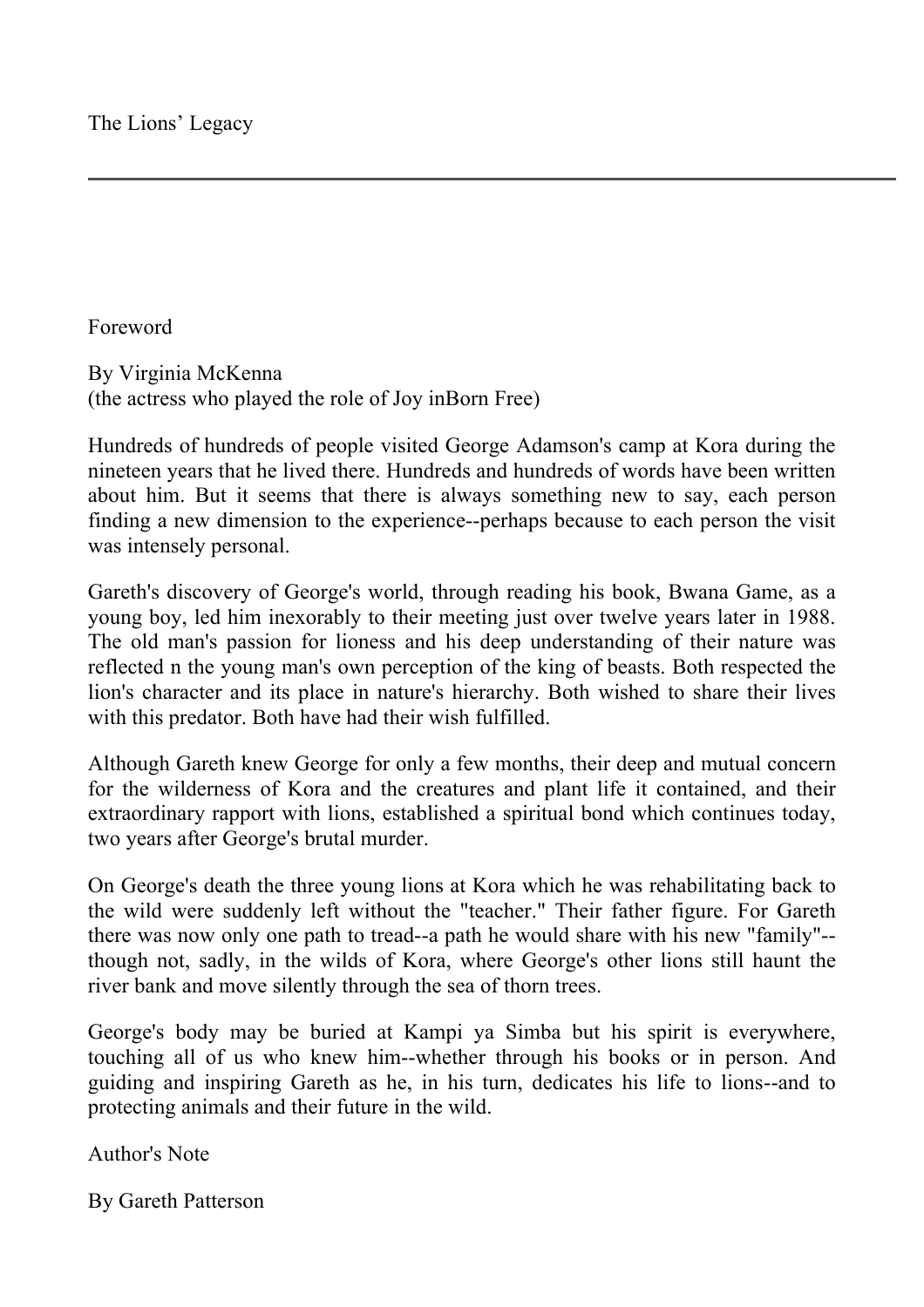# The Lions' Legacy

## Foreword

By Virginia McKenna
(the actress who played the role of Joy inBorn Free)

Hundreds of hundreds of people visited George Adamson's camp at Kora during the nineteen years that he lived there. Hundreds and hundreds of words have been written about him. But it seems that there is always something new to say, each person finding a new dimension to the experience--perhaps because to each person the visit was intensely personal.

Gareth's discovery of George's world, through reading his book, Bwana Game, as a young boy, led him inexorably to their meeting just over twelve years later in 1988. The old man's passion for lioness and his deep understanding of their nature was reflected n the young man's own perception of the king of beasts. Both respected the lion's character and its place in nature's hierarchy. Both wished to share their lives with this predator. Both have had their wish fulfilled.

Although Gareth knew George for only a few months, their deep and mutual concern for the wilderness of Kora and the creatures and plant life it contained, and their extraordinary rapport with lions, established a spiritual bond which continues today, two years after George's brutal murder.

On George's death the three young lions at Kora which he was rehabilitating back to the wild were suddenly left without the "teacher." Their father figure. For Gareth there was now only one path to tread--a path he would share with his new "family"--though not, sadly, in the wilds of Kora, where George's other lions still haunt the river bank and move silently through the sea of thorn trees.

George's body may be buried at Kampi ya Simba but his spirit is everywhere, touching all of us who knew him--whether through his books or in person. And guiding and inspiring Gareth as he, in his turn, dedicates his life to lions--and to protecting animals and their future in the wild.

## Author's Note

By Gareth Patterson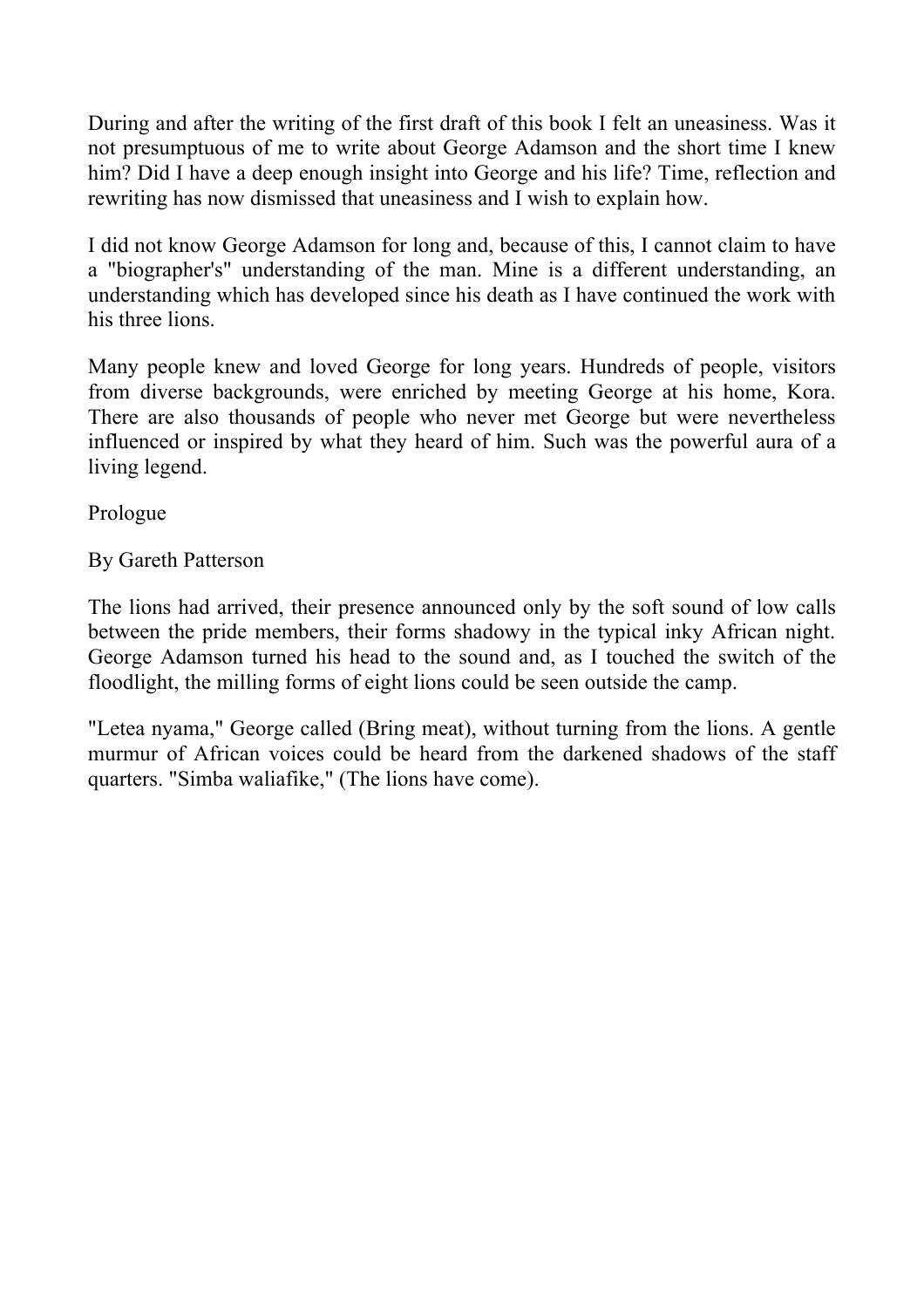During and after the writing of the first draft of this book I felt an uneasiness. Was it not presumptuous of me to write about George Adamson and the short time I knew him? Did I have a deep enough insight into George and his life? Time, reflection and rewriting has now dismissed that uneasiness and I wish to explain how.

I did not know George Adamson for long and, because of this, I cannot claim to have a "biographer's" understanding of the man. Mine is a different understanding, an understanding which has developed since his death as I have continued the work with his three lions.

Many people knew and loved George for long years. Hundreds of people, visitors from diverse backgrounds, were enriched by meeting George at his home, Kora. There are also thousands of people who never met George but were nevertheless influenced or inspired by what they heard of him. Such was the powerful aura of a living legend.

## Prologue

By Gareth Patterson

The lions had arrived, their presence announced only by the soft sound of low calls between the pride members, their forms shadowy in the typical inky African night. George Adamson turned his head to the sound and, as I touched the switch of the floodlight, the milling forms of eight lions could be seen outside the camp.

"Letea nyama," George called (Bring meat), without turning from the lions. A gentle murmur of African voices could be heard from the darkened shadows of the staff quarters. "Simba waliafike," (The lions have come).